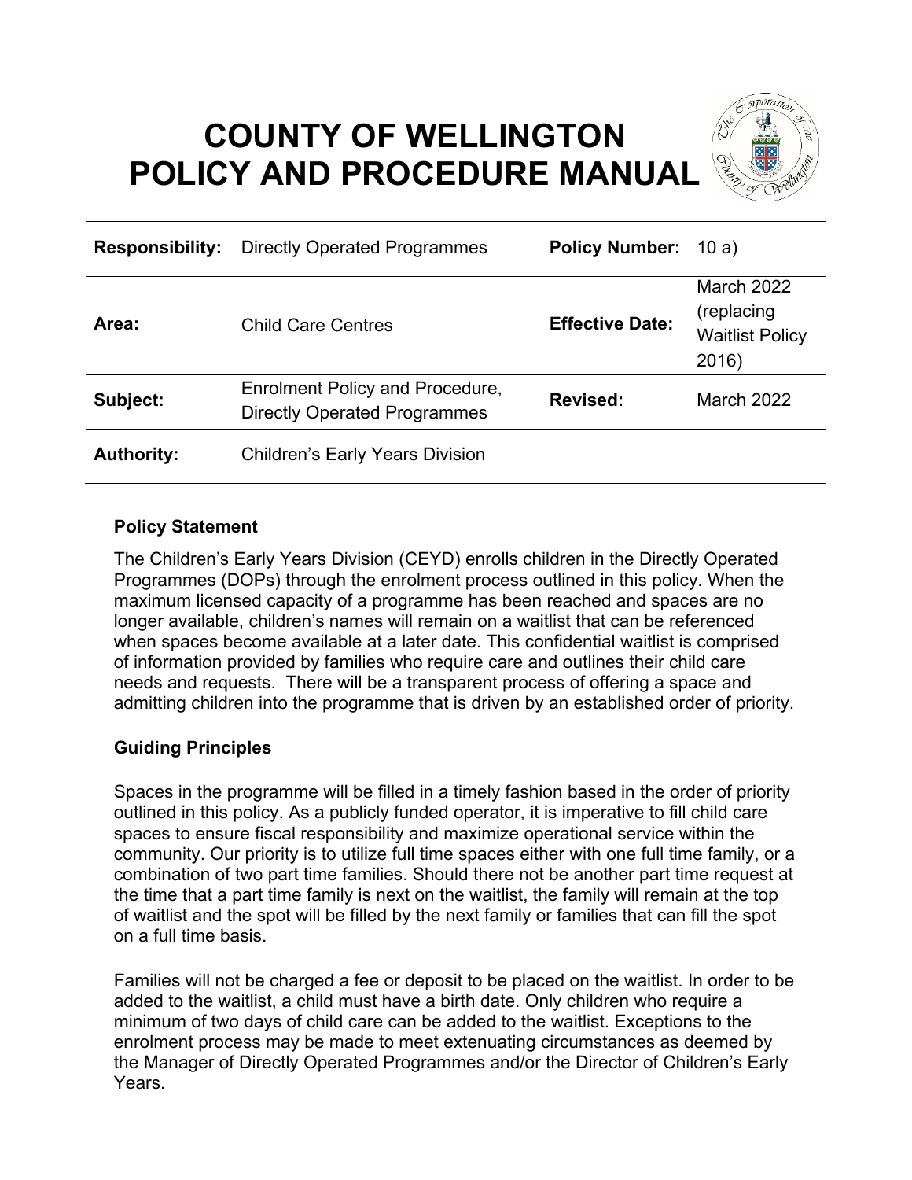# COUNTY OF WELLINGTON POLICY AND PROCEDURE MANUAL

| | | | |
|---|---|---|---|
| **Responsibility:** | Directly Operated Programmes | **Policy Number:** | 10 a) |
| **Area:** | Child Care Centres | **Effective Date:** | March 2022 (replacing Waitlist Policy 2016) |
| **Subject:** | Enrolment Policy and Procedure, Directly Operated Programmes | **Revised:** | March 2022 |
| **Authority:** | Children's Early Years Division | | |

### Policy Statement

The Children's Early Years Division (CEYD) enrolls children in the Directly Operated Programmes (DOPs) through the enrolment process outlined in this policy. When the maximum licensed capacity of a programme has been reached and spaces are no longer available, children's names will remain on a waitlist that can be referenced when spaces become available at a later date. This confidential waitlist is comprised of information provided by families who require care and outlines their child care needs and requests. There will be a transparent process of offering a space and admitting children into the programme that is driven by an established order of priority.

### Guiding Principles

Spaces in the programme will be filled in a timely fashion based in the order of priority outlined in this policy. As a publicly funded operator, it is imperative to fill child care spaces to ensure fiscal responsibility and maximize operational service within the community. Our priority is to utilize full time spaces either with one full time family, or a combination of two part time families. Should there not be another part time request at the time that a part time family is next on the waitlist, the family will remain at the top of waitlist and the spot will be filled by the next family or families that can fill the spot on a full time basis.

Families will not be charged a fee or deposit to be placed on the waitlist. In order to be added to the waitlist, a child must have a birth date. Only children who require a minimum of two days of child care can be added to the waitlist. Exceptions to the enrolment process may be made to meet extenuating circumstances as deemed by the Manager of Directly Operated Programmes and/or the Director of Children's Early Years.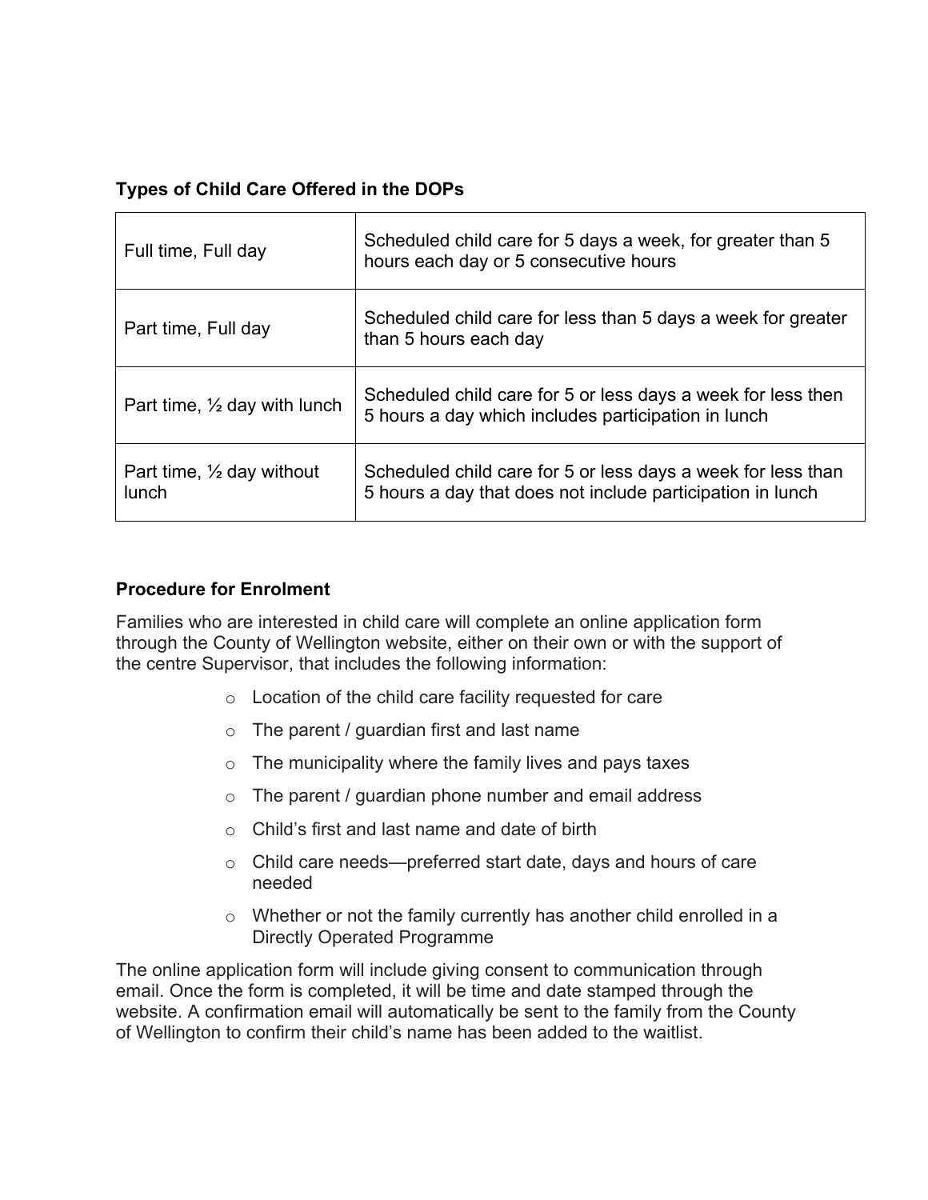**Types of Child Care Offered in the DOPs**

| | |
|---|---|
| Full time, Full day | Scheduled child care for 5 days a week, for greater than 5 hours each day or 5 consecutive hours |
| Part time, Full day | Scheduled child care for less than 5 days a week for greater than 5 hours each day |
| Part time, ½ day with lunch | Scheduled child care for 5 or less days a week for less then 5 hours a day which includes participation in lunch |
| Part time, ½ day without lunch | Scheduled child care for 5 or less days a week for less than 5 hours a day that does not include participation in lunch |

**Procedure for Enrolment**

Families who are interested in child care will complete an online application form through the County of Wellington website, either on their own or with the support of the centre Supervisor, that includes the following information:

- Location of the child care facility requested for care
- The parent / guardian first and last name
- The municipality where the family lives and pays taxes
- The parent / guardian phone number and email address
- Child's first and last name and date of birth
- Child care needs—preferred start date, days and hours of care needed
- Whether or not the family currently has another child enrolled in a Directly Operated Programme

The online application form will include giving consent to communication through email. Once the form is completed, it will be time and date stamped through the website. A confirmation email will automatically be sent to the family from the County of Wellington to confirm their child's name has been added to the waitlist.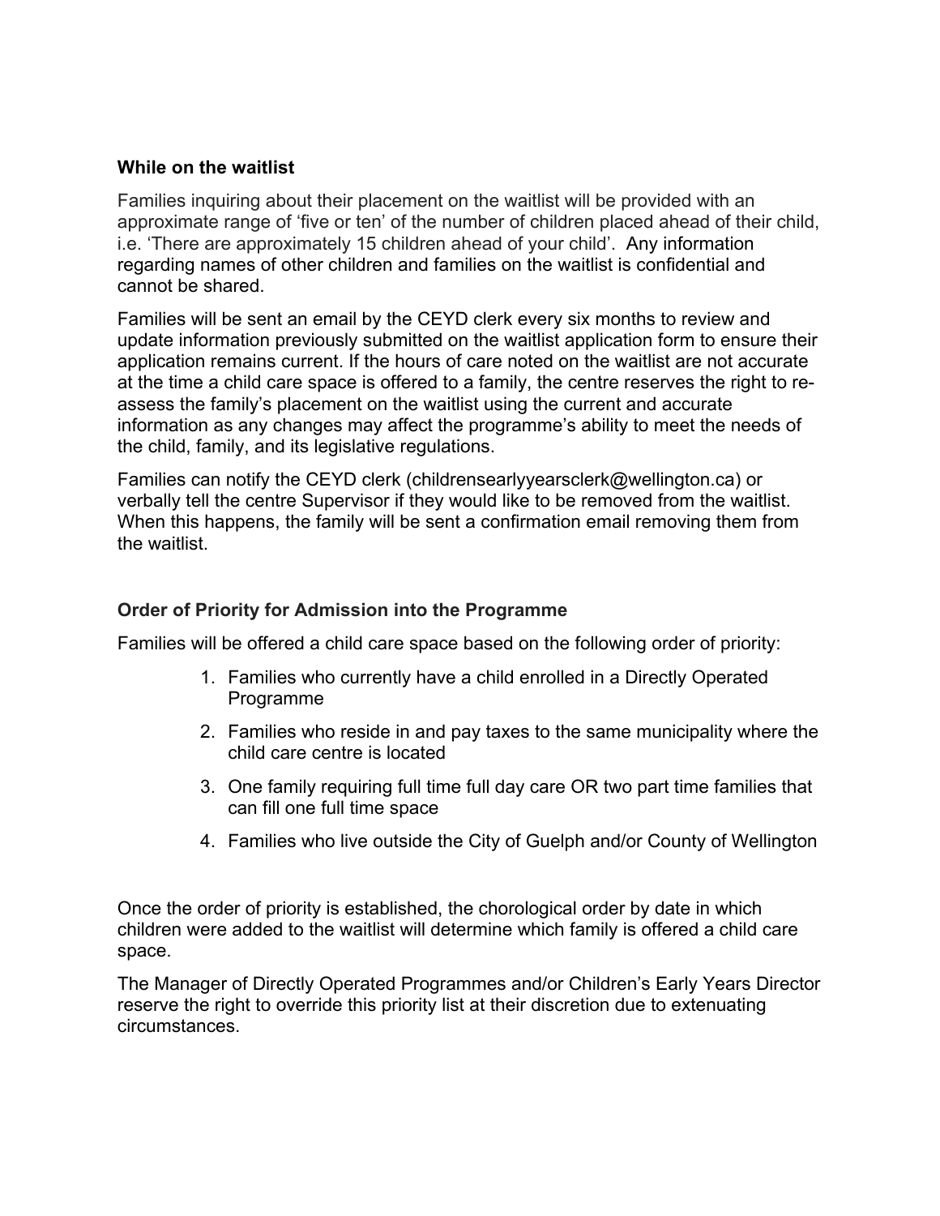**While on the waitlist**

Families inquiring about their placement on the waitlist will be provided with an approximate range of 'five or ten' of the number of children placed ahead of their child, i.e. 'There are approximately 15 children ahead of your child'. Any information regarding names of other children and families on the waitlist is confidential and cannot be shared.

Families will be sent an email by the CEYD clerk every six months to review and update information previously submitted on the waitlist application form to ensure their application remains current. If the hours of care noted on the waitlist are not accurate at the time a child care space is offered to a family, the centre reserves the right to re-assess the family's placement on the waitlist using the current and accurate information as any changes may affect the programme's ability to meet the needs of the child, family, and its legislative regulations.

Families can notify the CEYD clerk (childrensearlyyearsclerk@wellington.ca) or verbally tell the centre Supervisor if they would like to be removed from the waitlist. When this happens, the family will be sent a confirmation email removing them from the waitlist.

**Order of Priority for Admission into the Programme**

Families will be offered a child care space based on the following order of priority:

1. Families who currently have a child enrolled in a Directly Operated Programme
2. Families who reside in and pay taxes to the same municipality where the child care centre is located
3. One family requiring full time full day care OR two part time families that can fill one full time space
4. Families who live outside the City of Guelph and/or County of Wellington

Once the order of priority is established, the chorological order by date in which children were added to the waitlist will determine which family is offered a child care space.

The Manager of Directly Operated Programmes and/or Children's Early Years Director reserve the right to override this priority list at their discretion due to extenuating circumstances.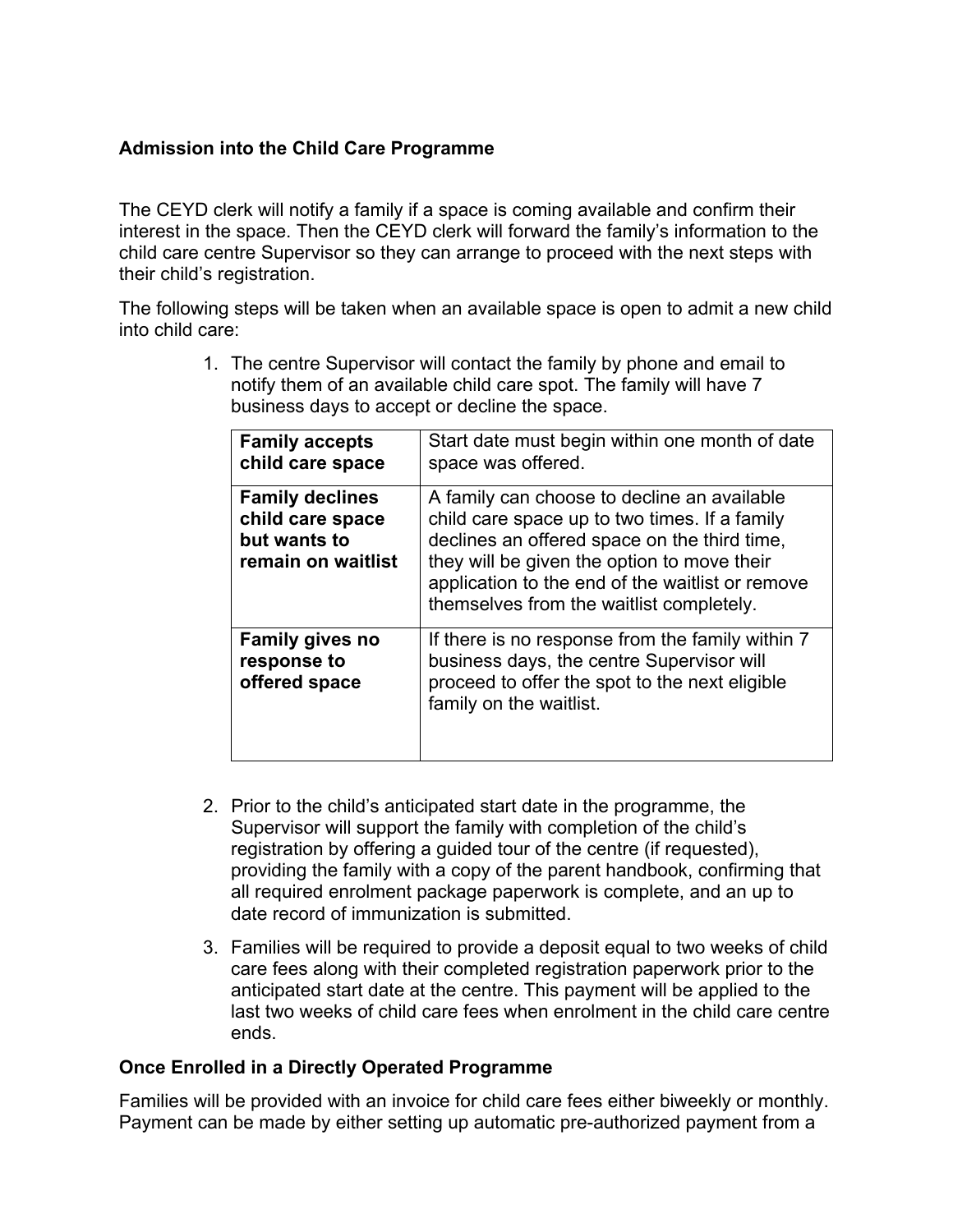## Admission into the Child Care Programme

The CEYD clerk will notify a family if a space is coming available and confirm their interest in the space. Then the CEYD clerk will forward the family's information to the child care centre Supervisor so they can arrange to proceed with the next steps with their child's registration.

The following steps will be taken when an available space is open to admit a new child into child care:

1. The centre Supervisor will contact the family by phone and email to notify them of an available child care spot. The family will have 7 business days to accept or decline the space.

| | |
|---|---|
| **Family accepts child care space** | Start date must begin within one month of date space was offered. |
| **Family declines child care space but wants to remain on waitlist** | A family can choose to decline an available child care space up to two times. If a family declines an offered space on the third time, they will be given the option to move their application to the end of the waitlist or remove themselves from the waitlist completely. |
| **Family gives no response to offered space** | If there is no response from the family within 7 business days, the centre Supervisor will proceed to offer the spot to the next eligible family on the waitlist. |

2. Prior to the child's anticipated start date in the programme, the Supervisor will support the family with completion of the child's registration by offering a guided tour of the centre (if requested), providing the family with a copy of the parent handbook, confirming that all required enrolment package paperwork is complete, and an up to date record of immunization is submitted.

3. Families will be required to provide a deposit equal to two weeks of child care fees along with their completed registration paperwork prior to the anticipated start date at the centre. This payment will be applied to the last two weeks of child care fees when enrolment in the child care centre ends.

## Once Enrolled in a Directly Operated Programme

Families will be provided with an invoice for child care fees either biweekly or monthly. Payment can be made by either setting up automatic pre-authorized payment from a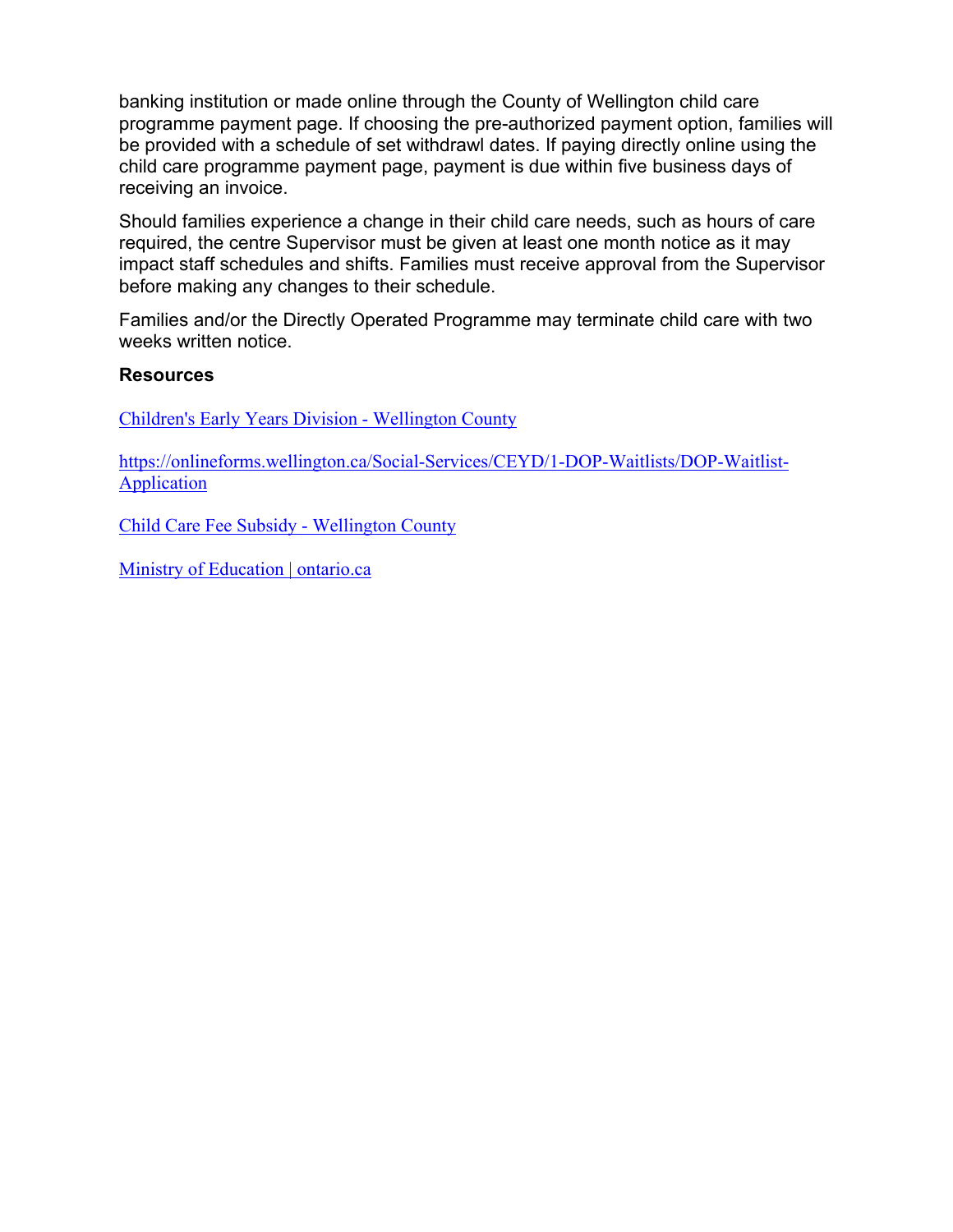banking institution or made online through the County of Wellington child care programme payment page. If choosing the pre-authorized payment option, families will be provided with a schedule of set withdrawl dates. If paying directly online using the child care programme payment page, payment is due within five business days of receiving an invoice.

Should families experience a change in their child care needs, such as hours of care required, the centre Supervisor must be given at least one month notice as it may impact staff schedules and shifts. Families must receive approval from the Supervisor before making any changes to their schedule.

Families and/or the Directly Operated Programme may terminate child care with two weeks written notice.

**Resources**

Children's Early Years Division - Wellington County

https://onlineforms.wellington.ca/Social-Services/CEYD/1-DOP-Waitlists/DOP-Waitlist-Application

Child Care Fee Subsidy - Wellington County

Ministry of Education | ontario.ca